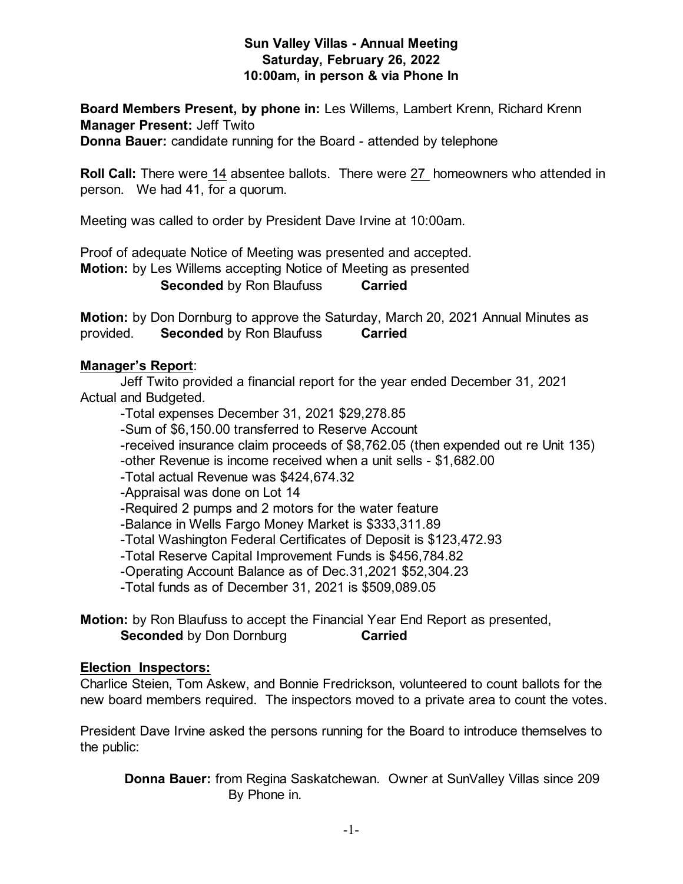# Sun Valley Villas - Annual Meeting
## Saturday, February 26, 2022
## 10:00am, in person & via Phone In

**Board Members Present, by phone in:** Les Willems, Lambert Krenn, Richard Krenn
**Manager Present:** Jeff Twito
**Donna Bauer:** candidate running for the Board - attended by telephone

**Roll Call:** There were 14 absentee ballots. There were 27 homeowners who attended in person. We had 41, for a quorum.

Meeting was called to order by President Dave Irvine at 10:00am.

Proof of adequate Notice of Meeting was presented and accepted.
**Motion:** by Les Willems accepting Notice of Meeting as presented
**Seconded** by Ron Blaufuss **Carried**

**Motion:** by Don Dornburg to approve the Saturday, March 20, 2021 Annual Minutes as provided. **Seconded** by Ron Blaufuss **Carried**

**Manager's Report**:

Jeff Twito provided a financial report for the year ended December 31, 2021 Actual and Budgeted.

- Total expenses December 31, 2021 $29,278.85
- Sum of $6,150.00 transferred to Reserve Account
- received insurance claim proceeds of $8,762.05 (then expended out re Unit 135)
- other Revenue is income received when a unit sells - $1,682.00
- Total actual Revenue was $424,674.32
- Appraisal was done on Lot 14
- Required 2 pumps and 2 motors for the water feature
- Balance in Wells Fargo Money Market is $333,311.89
- Total Washington Federal Certificates of Deposit is $123,472.93
- Total Reserve Capital Improvement Funds is $456,784.82
- Operating Account Balance as of Dec.31,2021 $52,304.23
- Total funds as of December 31, 2021 is $509,089.05

**Motion:** by Ron Blaufuss to accept the Financial Year End Report as presented,
**Seconded** by Don Dornburg **Carried**

**Election Inspectors:**

Charlice Steien, Tom Askew, and Bonnie Fredrickson, volunteered to count ballots for the new board members required. The inspectors moved to a private area to count the votes.

President Dave Irvine asked the persons running for the Board to introduce themselves to the public:

**Donna Bauer:** from Regina Saskatchewan. Owner at SunValley Villas since 209
By Phone in.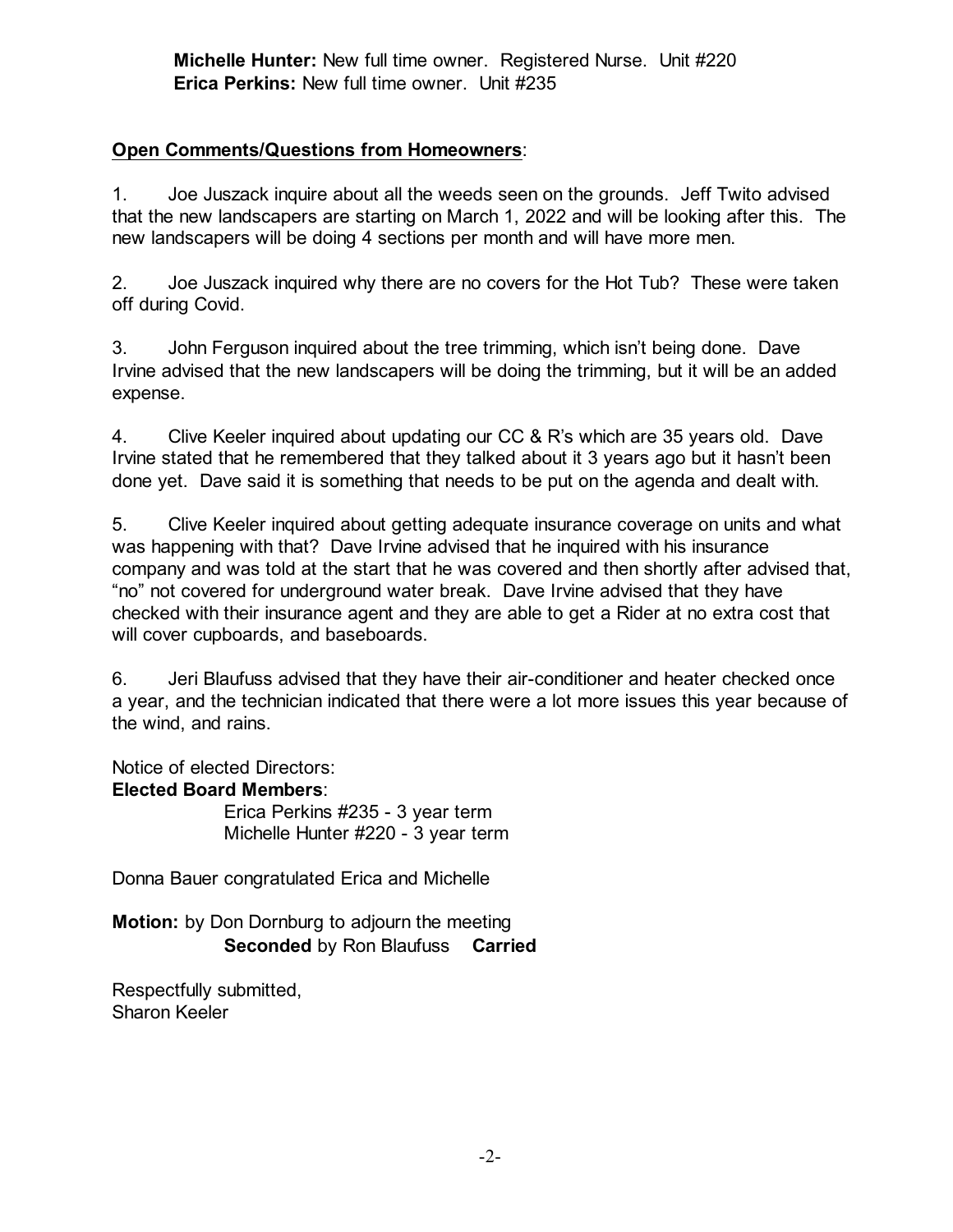**Michelle Hunter:** New full time owner. Registered Nurse. Unit #220
**Erica Perkins:** New full time owner. Unit #235

**Open Comments/Questions from Homeowners**:

1. Joe Juszack inquire about all the weeds seen on the grounds. Jeff Twito advised that the new landscapers are starting on March 1, 2022 and will be looking after this. The new landscapers will be doing 4 sections per month and will have more men.

2. Joe Juszack inquired why there are no covers for the Hot Tub? These were taken off during Covid.

3. John Ferguson inquired about the tree trimming, which isn't being done. Dave Irvine advised that the new landscapers will be doing the trimming, but it will be an added expense.

4. Clive Keeler inquired about updating our CC & R's which are 35 years old. Dave Irvine stated that he remembered that they talked about it 3 years ago but it hasn't been done yet. Dave said it is something that needs to be put on the agenda and dealt with.

5. Clive Keeler inquired about getting adequate insurance coverage on units and what was happening with that? Dave Irvine advised that he inquired with his insurance company and was told at the start that he was covered and then shortly after advised that, "no" not covered for underground water break. Dave Irvine advised that they have checked with their insurance agent and they are able to get a Rider at no extra cost that will cover cupboards, and baseboards.

6. Jeri Blaufuss advised that they have their air-conditioner and heater checked once a year, and the technician indicated that there were a lot more issues this year because of the wind, and rains.

Notice of elected Directors:
**Elected Board Members**:

Erica Perkins #235 - 3 year term
Michelle Hunter #220 - 3 year term

Donna Bauer congratulated Erica and Michelle

**Motion:** by Don Dornburg to adjourn the meeting
**Seconded** by Ron Blaufuss **Carried**

Respectfully submitted,
Sharon Keeler